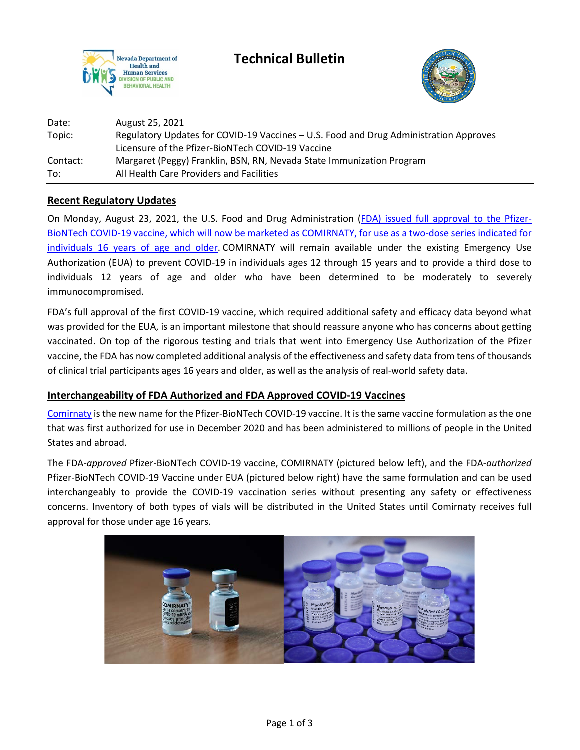# Technical Bulletin

| | |
|---|---|
| Date: | August 25, 2021 |
| Topic: | Regulatory Updates for COVID-19 Vaccines – U.S. Food and Drug Administration Approves Licensure of the Pfizer-BioNTech COVID-19 Vaccine |
| Contact: | Margaret (Peggy) Franklin, BSN, RN, Nevada State Immunization Program |
| To: | All Health Care Providers and Facilities |

## Recent Regulatory Updates

On Monday, August 23, 2021, the U.S. Food and Drug Administration (FDA) issued full approval to the Pfizer-BioNTech COVID-19 vaccine, which will now be marketed as COMIRNATY, for use as a two-dose series indicated for individuals 16 years of age and older. COMIRNATY will remain available under the existing Emergency Use Authorization (EUA) to prevent COVID-19 in individuals ages 12 through 15 years and to provide a third dose to individuals 12 years of age and older who have been determined to be moderately to severely immunocompromised.

FDA's full approval of the first COVID-19 vaccine, which required additional safety and efficacy data beyond what was provided for the EUA, is an important milestone that should reassure anyone who has concerns about getting vaccinated. On top of the rigorous testing and trials that went into Emergency Use Authorization of the Pfizer vaccine, the FDA has now completed additional analysis of the effectiveness and safety data from tens of thousands of clinical trial participants ages 16 years and older, as well as the analysis of real-world safety data.

## Interchangeability of FDA Authorized and FDA Approved COVID-19 Vaccines

Comirnaty is the new name for the Pfizer-BioNTech COVID-19 vaccine. It is the same vaccine formulation as the one that was first authorized for use in December 2020 and has been administered to millions of people in the United States and abroad.

The FDA-*approved* Pfizer-BioNTech COVID-19 vaccine, COMIRNATY (pictured below left), and the FDA-*authorized* Pfizer-BioNTech COVID-19 Vaccine under EUA (pictured below right) have the same formulation and can be used interchangeably to provide the COVID-19 vaccination series without presenting any safety or effectiveness concerns. Inventory of both types of vials will be distributed in the United States until Comirnaty receives full approval for those under age 16 years.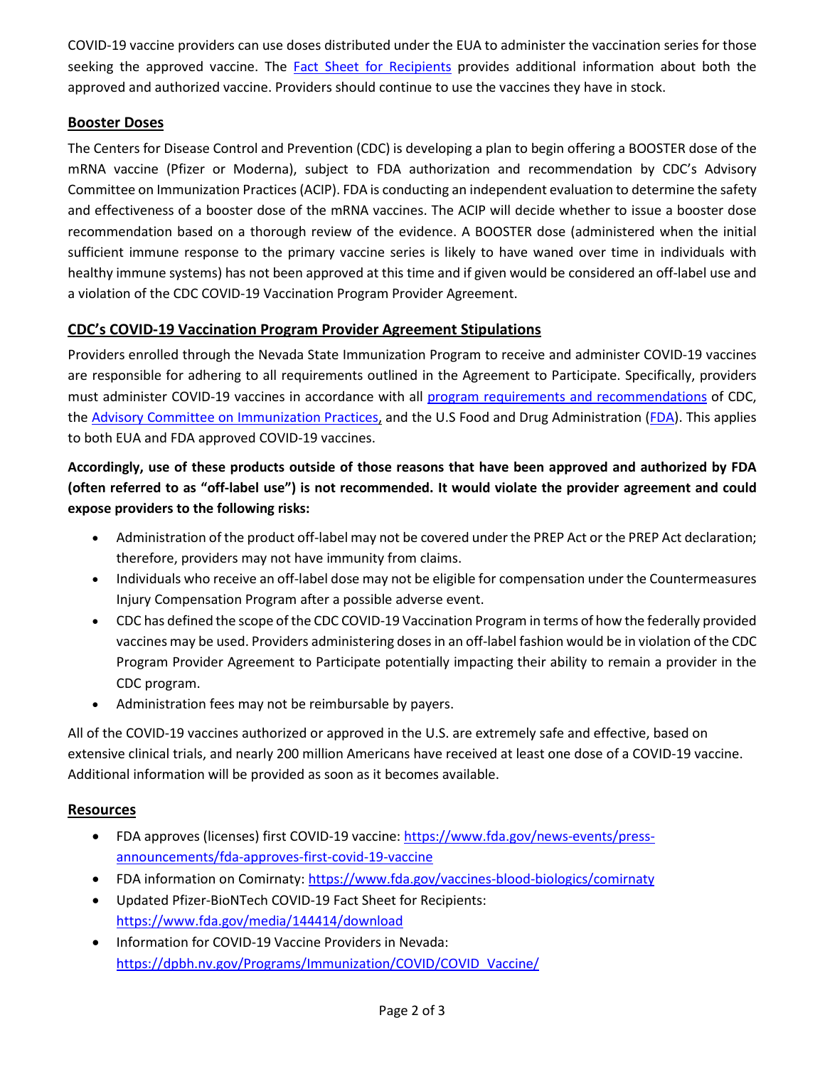COVID-19 vaccine providers can use doses distributed under the EUA to administer the vaccination series for those seeking the approved vaccine. The [Fact Sheet for Recipients](https://www.fda.gov/media/144414/download) provides additional information about both the approved and authorized vaccine. Providers should continue to use the vaccines they have in stock.

## Booster Doses

The Centers for Disease Control and Prevention (CDC) is developing a plan to begin offering a BOOSTER dose of the mRNA vaccine (Pfizer or Moderna), subject to FDA authorization and recommendation by CDC's Advisory Committee on Immunization Practices (ACIP). FDA is conducting an independent evaluation to determine the safety and effectiveness of a booster dose of the mRNA vaccines. The ACIP will decide whether to issue a booster dose recommendation based on a thorough review of the evidence. A BOOSTER dose (administered when the initial sufficient immune response to the primary vaccine series is likely to have waned over time in individuals with healthy immune systems) has not been approved at this time and if given would be considered an off-label use and a violation of the CDC COVID-19 Vaccination Program Provider Agreement.

## CDC's COVID-19 Vaccination Program Provider Agreement Stipulations

Providers enrolled through the Nevada State Immunization Program to receive and administer COVID-19 vaccines are responsible for adhering to all requirements outlined in the Agreement to Participate. Specifically, providers must administer COVID-19 vaccines in accordance with all program requirements and recommendations of CDC, the Advisory Committee on Immunization Practices, and the U.S Food and Drug Administration (FDA). This applies to both EUA and FDA approved COVID-19 vaccines.

**Accordingly, use of these products outside of those reasons that have been approved and authorized by FDA (often referred to as "off-label use") is not recommended. It would violate the provider agreement and could expose providers to the following risks:**

- Administration of the product off-label may not be covered under the PREP Act or the PREP Act declaration; therefore, providers may not have immunity from claims.
- Individuals who receive an off-label dose may not be eligible for compensation under the Countermeasures Injury Compensation Program after a possible adverse event.
- CDC has defined the scope of the CDC COVID-19 Vaccination Program in terms of how the federally provided vaccines may be used. Providers administering doses in an off-label fashion would be in violation of the CDC Program Provider Agreement to Participate potentially impacting their ability to remain a provider in the CDC program.
- Administration fees may not be reimbursable by payers.

All of the COVID-19 vaccines authorized or approved in the U.S. are extremely safe and effective, based on extensive clinical trials, and nearly 200 million Americans have received at least one dose of a COVID-19 vaccine. Additional information will be provided as soon as it becomes available.

## Resources

- FDA approves (licenses) first COVID-19 vaccine: https://www.fda.gov/news-events/press-announcements/fda-approves-first-covid-19-vaccine
- FDA information on Comirnaty: https://www.fda.gov/vaccines-blood-biologics/comirnaty
- Updated Pfizer-BioNTech COVID-19 Fact Sheet for Recipients: https://www.fda.gov/media/144414/download
- Information for COVID-19 Vaccine Providers in Nevada: https://dpbh.nv.gov/Programs/Immunization/COVID/COVID_Vaccine/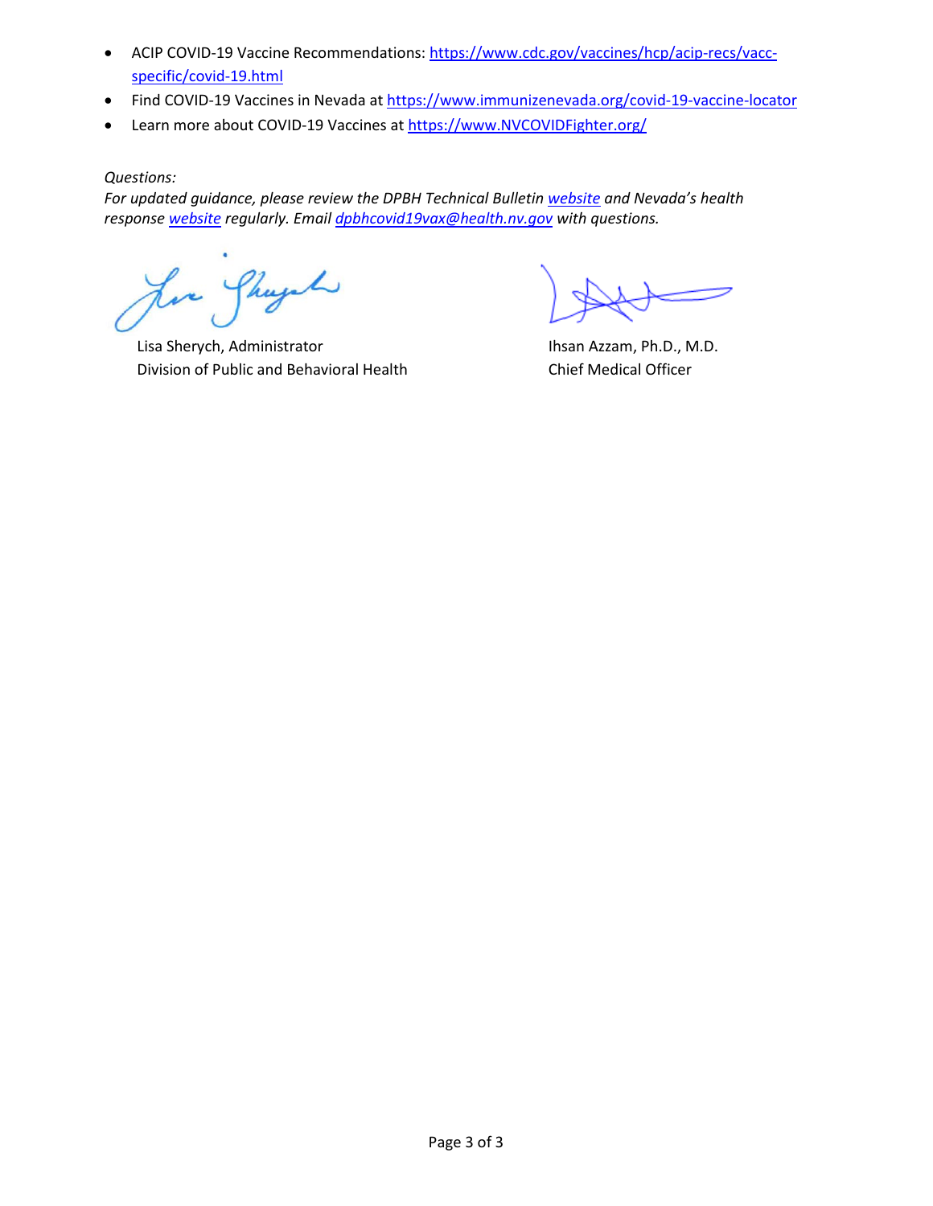- ACIP COVID-19 Vaccine Recommendations: https://www.cdc.gov/vaccines/hcp/acip-recs/vacc-specific/covid-19.html
- Find COVID-19 Vaccines in Nevada at https://www.immunizenevada.org/covid-19-vaccine-locator
- Learn more about COVID-19 Vaccines at https://www.NVCOVIDFighter.org/

*Questions:*

*For updated guidance, please review the DPBH Technical Bulletin website and Nevada's health response website regularly. Email dpbhcovid19vax@health.nv.gov with questions.*

Lisa Sherych, Administrator
Division of Public and Behavioral Health

Ihsan Azzam, Ph.D., M.D.
Chief Medical Officer